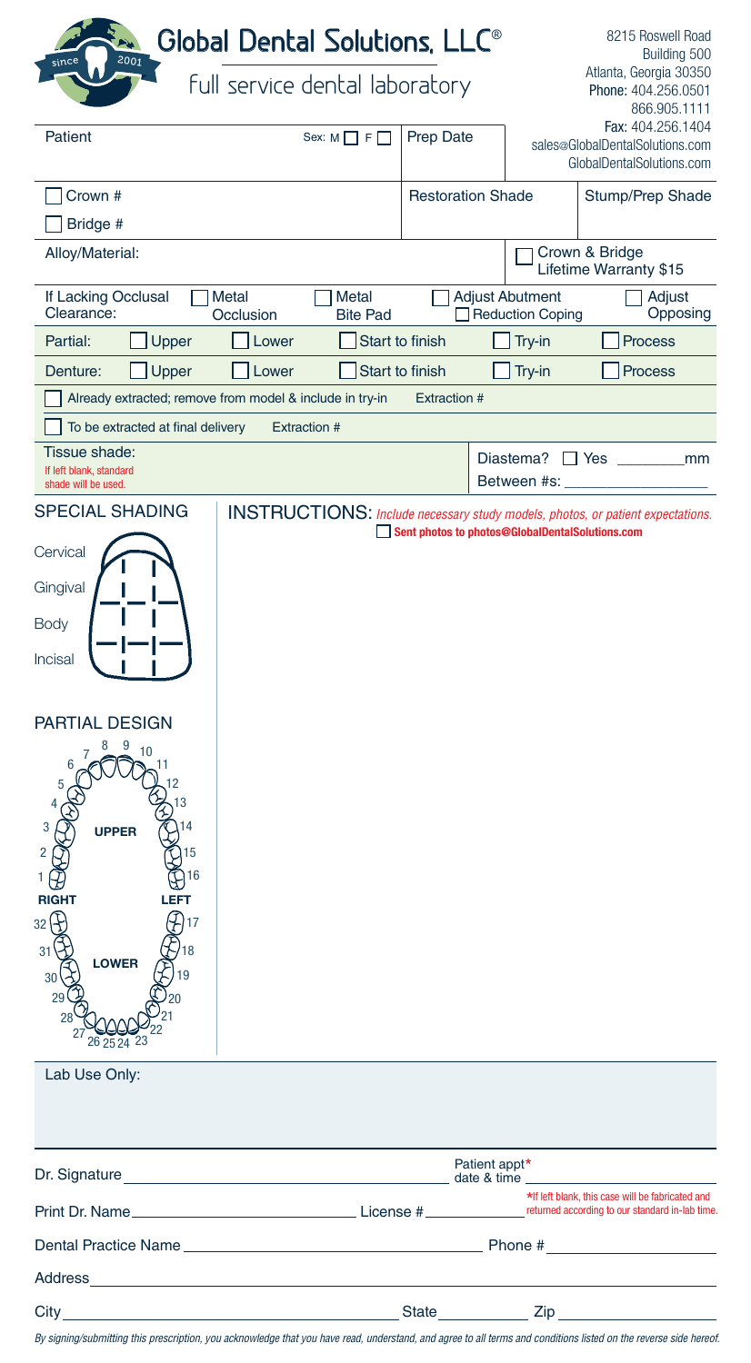# Global Dental Solutions, LLC®

since 2001

full service dental laboratory

8215 Roswell Road
Building 500
Atlanta, Georgia 30350
Phone: 404.256.0501
866.905.1111
Fax: 404.256.1404
sales@GlobalDentalSolutions.com
GlobalDentalSolutions.com

Patient ____ Sex: M ☐ F ☐ | Prep Date ____

☐ Crown # ____
☐ Bridge # ____

Restoration Shade ____ | Stump/Prep Shade ____

Alloy/Material: ____

☐ Crown & Bridge Lifetime Warranty $15

If Lacking Occlusal Clearance: ☐ Metal Occlusion ☐ Metal Bite Pad ☐ Adjust Abutment ☐ Reduction Coping ☐ Adjust Opposing

Partial: ☐ Upper ☐ Lower ☐ Start to finish ☐ Try-in ☐ Process

Denture: ☐ Upper ☐ Lower ☐ Start to finish ☐ Try-in ☐ Process

☐ Already extracted; remove from model & include in try-in Extraction # ____

☐ To be extracted at final delivery Extraction # ____

Tissue shade: ____
If left blank, standard shade will be used.

Diastema? ☐ Yes ________mm
Between #s: ____________

## SPECIAL SHADING

Cervical

Gingival

Body

Incisal

## INSTRUCTIONS: *Include necessary study models, photos, or patient expectations.*

☐ **Sent photos to photos@GlobalDentalSolutions.com**

## PARTIAL DESIGN

UPPER: 1 2 3 4 5 6 7 8 9 10 11 12 13 14 15 16

RIGHT LEFT

LOWER: 32 31 30 29 28 27 26 25 24 23 22 21 20 19 18 17

Lab Use Only:

Dr. Signature ____________________ Patient appt* date & time ____________

Print Dr. Name ____________________ License # ____________ *If left blank, this case will be fabricated and returned according to our standard in-lab time.

Dental Practice Name ____________________ Phone # ____________

Address ____________________

City ____________________ State ________ Zip ____________

*By signing/submitting this prescription, you acknowledge that you have read, understand, and agree to all terms and conditions listed on the reverse side hereof.*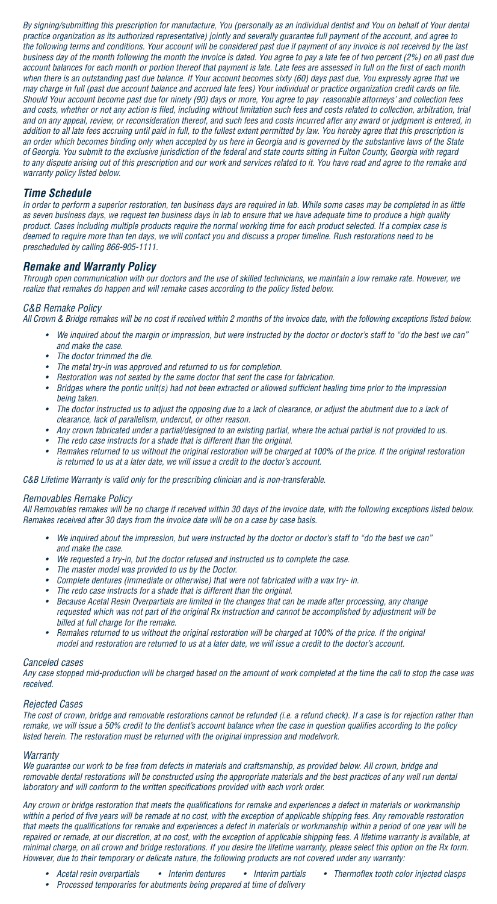*By signing/submitting this prescription for manufacture, You (personally as an individual dentist and You on behalf of Your dental practice organization as its authorized representative) jointly and severally guarantee full payment of the account, and agree to the following terms and conditions. Your account will be considered past due if payment of any invoice is not received by the last business day of the month following the month the invoice is dated. You agree to pay a late fee of two percent (2%) on all past due account balances for each month or portion thereof that payment is late. Late fees are assessed in full on the first of each month when there is an outstanding past due balance. If Your account becomes sixty (60) days past due, You expressly agree that we may charge in full (past due account balance and accrued late fees) Your individual or practice organization credit cards on file. Should Your account become past due for ninety (90) days or more, You agree to pay reasonable attorneys' and collection fees and costs, whether or not any action is filed, including without limitation such fees and costs related to collection, arbitration, trial and on any appeal, review, or reconsideration thereof, and such fees and costs incurred after any award or judgment is entered, in addition to all late fees accruing until paid in full, to the fullest extent permitted by law. You hereby agree that this prescription is an order which becomes binding only when accepted by us here in Georgia and is governed by the substantive laws of the State of Georgia. You submit to the exclusive jurisdiction of the federal and state courts sitting in Fulton County, Georgia with regard to any dispute arising out of this prescription and our work and services related to it. You have read and agree to the remake and warranty policy listed below.*

## Time Schedule

*In order to perform a superior restoration, ten business days are required in lab. While some cases may be completed in as little as seven business days, we request ten business days in lab to ensure that we have adequate time to produce a high quality product. Cases including multiple products require the normal working time for each product selected. If a complex case is deemed to require more than ten days, we will contact you and discuss a proper timeline. Rush restorations need to be prescheduled by calling 866-905-1111.*

## Remake and Warranty Policy

*Through open communication with our doctors and the use of skilled technicians, we maintain a low remake rate. However, we realize that remakes do happen and will remake cases according to the policy listed below.*

### C&B Remake Policy

*All Crown & Bridge remakes will be no cost if received within 2 months of the invoice date, with the following exceptions listed below.*

- *We inquired about the margin or impression, but were instructed by the doctor or doctor's staff to "do the best we can" and make the case.*
- *The doctor trimmed the die.*
- *The metal try-in was approved and returned to us for completion.*
- *Restoration was not seated by the same doctor that sent the case for fabrication.*
- *Bridges where the pontic unit(s) had not been extracted or allowed sufficient healing time prior to the impression being taken.*
- *The doctor instructed us to adjust the opposing due to a lack of clearance, or adjust the abutment due to a lack of clearance, lack of parallelism, undercut, or other reason.*
- *Any crown fabricated under a partial/designed to an existing partial, where the actual partial is not provided to us.*
- *The redo case instructs for a shade that is different than the original.*
- *Remakes returned to us without the original restoration will be charged at 100% of the price. If the original restoration is returned to us at a later date, we will issue a credit to the doctor's account.*

*C&B Lifetime Warranty is valid only for the prescribing clinician and is non-transferable.*

### Removables Remake Policy

*All Removables remakes will be no charge if received within 30 days of the invoice date, with the following exceptions listed below. Remakes received after 30 days from the invoice date will be on a case by case basis.*

- *We inquired about the impression, but were instructed by the doctor or doctor's staff to "do the best we can" and make the case.*
- *We requested a try-in, but the doctor refused and instructed us to complete the case.*
- *The master model was provided to us by the Doctor.*
- *Complete dentures (immediate or otherwise) that were not fabricated with a wax try- in.*
- *The redo case instructs for a shade that is different than the original.*
- *Because Acetal Resin Overpartials are limited in the changes that can be made after processing, any change requested which was not part of the original Rx instruction and cannot be accomplished by adjustment will be billed at full charge for the remake.*
- *Remakes returned to us without the original restoration will be charged at 100% of the price. If the original model and restoration are returned to us at a later date, we will issue a credit to the doctor's account.*

### Canceled cases

*Any case stopped mid-production will be charged based on the amount of work completed at the time the call to stop the case was received.*

### Rejected Cases

*The cost of crown, bridge and removable restorations cannot be refunded (i.e. a refund check). If a case is for rejection rather than remake, we will issue a 50% credit to the dentist's account balance when the case in question qualifies according to the policy listed herein. The restoration must be returned with the original impression and modelwork.*

### Warranty

*We guarantee our work to be free from defects in materials and craftsmanship, as provided below. All crown, bridge and removable dental restorations will be constructed using the appropriate materials and the best practices of any well run dental laboratory and will conform to the written specifications provided with each work order.*

*Any crown or bridge restoration that meets the qualifications for remake and experiences a defect in materials or workmanship within a period of five years will be remade at no cost, with the exception of applicable shipping fees. Any removable restoration that meets the qualifications for remake and experiences a defect in materials or workmanship within a period of one year will be repaired or remade, at our discretion, at no cost, with the exception of applicable shipping fees. A lifetime warranty is available, at minimal charge, on all crown and bridge restorations. If you desire the lifetime warranty, please select this option on the Rx form. However, due to their temporary or delicate nature, the following products are not covered under any warranty:*

- *Acetal resin overpartials*
- *Interim dentures*
- *Interim partials*
- *Thermoflex tooth color injected clasps*
- *Processed temporaries for abutments being prepared at time of delivery*